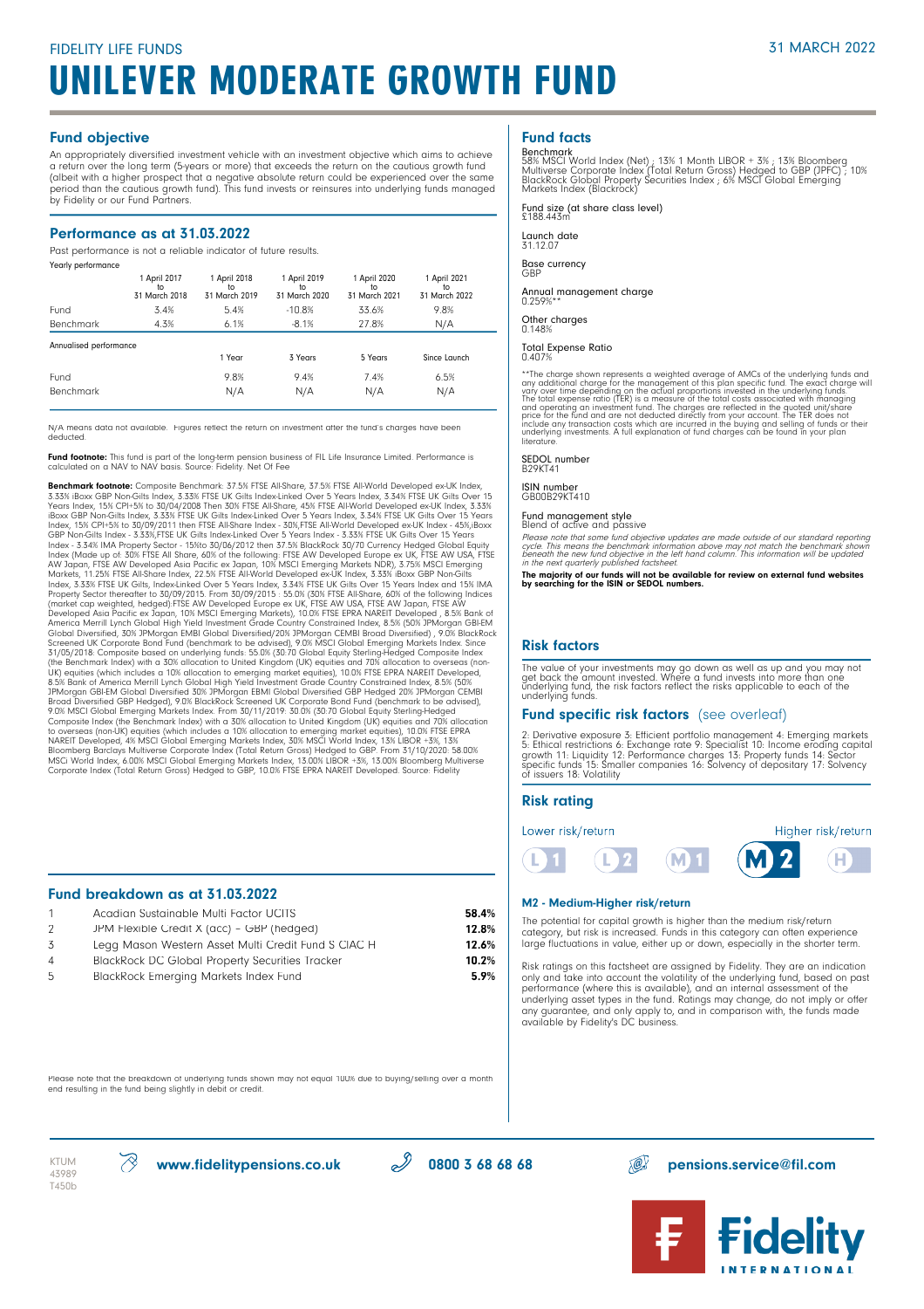FIDELITY LIFE FUNDS

31 MARCH 2022

# UNILEVER MODERATE GROWTH FUND

## Fund objective

An appropriately diversified investment vehicle with an investment objective which aims to achieve a return over the long term (5-years or more) that exceeds the return on the cautious growth fund (albeit with a higher prospect that a negative absolute return could be experienced over the same period than the cautious growth fund). This fund invests or reinsures into underlying funds managed by Fidelity or our Fund Partners.

## Performance as at 31.03.2022

Past performance is not a reliable indicator of future results.

Yearly performance

| | 1 April 2017 to 31 March 2018 | 1 April 2018 to 31 March 2019 | 1 April 2019 to 31 March 2020 | 1 April 2020 to 31 March 2021 | 1 April 2021 to 31 March 2022 |
|---|---|---|---|---|---|
| Fund | 3.4% | 5.4% | -10.8% | 33.6% | 9.8% |
| Benchmark | 4.3% | 6.1% | -8.1% | 27.8% | N/A |

Annualised performance

| | 1 Year | 3 Years | 5 Years | Since Launch |
|---|---|---|---|---|
| Fund | 9.8% | 9.4% | 7.4% | 6.5% |
| Benchmark | N/A | N/A | N/A | N/A |

N/A means data not available. Figures reflect the return on investment after the fund's charges have been deducted.

**Fund footnote:** This fund is part of the long-term pension business of FIL Life Insurance Limited. Performance is calculated on a NAV to NAV basis. Source: Fidelity. Net Of Fee

**Benchmark footnote:** Composite Benchmark: 37.5% FTSE All-Share, 37.5% FTSE All-World Developed ex-UK Index, 3.33% iBoxx GBP Non-Gilts Index, 3.33% FTSE UK Gilts Index-Linked Over 5 Years Index, 3.34% FTSE UK Gilts Over 15 Years Index, 15% CPI+5% to 30/04/2008 Then 30% FTSE All-Share, 45% FTSE All-World Developed ex-UK Index, 3.33% iBoxx GBP Non-Gilts Index, 3.33% FTSE UK Gilts Index-Linked Over 5 Years Index, 3.34% FTSE UK Gilts Over 15 Years Index, 15% CPI+5% to 30/09/2011 then FTSE All-Share Index - 30%,FTSE All-World Developed ex-UK Index - 45%,iBoxx GBP Non-Gilts Index - 3.33%,FTSE UK Gilts Index-Linked Over 5 Years Index - 3.33% FTSE UK Gilts Over 15 Years Index - 3.34% IMA Property Sector - 15%to 30/06/2012 then 37.5% BlackRock 30/70 Currency Hedged Global Equity Index (Made up of: 30% FTSE All Share, 60% of the following: FTSE AW Developed Europe ex UK, FTSE AW USA, FTSE AW Japan, FTSE AW Developed Asia Pacific ex Japan, 10% MSCI Emerging Markets NDR), 3.75% MSCI Emerging Markets, 11.25% FTSE All-Share Index, 22.5% FTSE All-World Developed ex-UK Index, 3.33% iBoxx GBP Non-Gilts Index, 3.33% FTSE UK Gilts, Index-Linked Over 5 Years Index, 3.34% FTSE UK Gilts Over 15 Years Index and 15% IMA Property Sector thereafter to 30/09/2015. From 30/09/2015 : 55.0% (30% FTSE All-Share, 60% of the following Indices (market cap weighted, hedged):FTSE AW Developed Europe ex UK, FTSE AW USA, FTSE AW Japan, FTSE AW Developed Asia Pacific ex Japan, 10% MSCI Emerging Markets), 10.0% FTSE EPRA NAREIT Developed , 8.5% Bank of America Merrill Lynch Global High Yield Investment Grade Country Constrained Index, 8.5% (50% JPMorgan GBI-EM Global Diversified, 30% JPMorgan EMBI Global Diversified/20% JPMorgan CEMBI Broad Diversified) , 9.0% BlackRock Screened UK Corporate Bond Fund (benchmark to be advised), 9.0% MSCI Global Emerging Markets Index. Since 31/05/2018: Composite based on underlying funds: 55.0% (30:70 Global Equity Sterling-Hedged Composite Index (the Benchmark Index) with a 30% allocation to United Kingdom (UK) equities and 70% allocation to overseas (non-UK) equities (which includes a 10% allocation to emerging market equities), 10.0% FTSE EPRA NAREIT Developed, 8.5% Bank of America Merrill Lynch Global High Yield Investment Grade Country Constrained Index, 8.5% (50% JPMorgan GBI-EM Global Diversified 30% JPMorgan EMBI Global Diversified GBP Hedged 20% JPMorgan CEMBI Broad Diversified GBP Hedged), 9.0% BlackRock Screened UK Corporate Bond Fund (benchmark to be advised), 9.0% MSCI Global Emerging Markets Index. From 30/11/2019: 30.0% (30:70 Global Equity Sterling-Hedged Composite Index (the Benchmark Index) with a 30% allocation to United Kingdom (UK) equities and 70% allocation to overseas (non-UK) equities (which includes a 10% allocation to emerging market equities), 10.0% FTSE EPRA NAREIT Developed, 4% MSCI Global Emerging Markets Index, 30% MSCI World Index, 13% LIBOR +3%, 13% Bloomberg Barclays Multiverse Corporate Index (Total Return Gross) Hedged to GBP. From 31/10/2020: 58.00% MSCi World Index, 6.00% MSCI Global Emerging Markets Index, 13.00% LIBOR +3%, 13.00% Bloomberg Multiverse Corporate Index (Total Return Gross) Hedged to GBP, 10.0% FTSE EPRA NAREIT Developed. Source: Fidelity

## Fund breakdown as at 31.03.2022

| | | |
|---|---|---|
| 1 | Acadian Sustainable Multi Factor UCITS | **58.4%** |
| 2 | JPM Flexible Credit X (acc) - GBP (hedged) | **12.8%** |
| 3 | Legg Mason Western Asset Multi Credit Fund S CIAC H | **12.6%** |
| 4 | BlackRock DC Global Property Securities Tracker | **10.2%** |
| 5 | BlackRock Emerging Markets Index Fund | **5.9%** |

Please note that the breakdown of underlying funds shown may not equal 100% due to buying/selling over a month end resulting in the fund being slightly in debit or credit.

## Fund facts

Benchmark
58% MSCI World Index (Net) ; 13% 1 Month LIBOR + 3% ; 13% Bloomberg Multiverse Corporate Index (Total Return Gross) Hedged to GBP (JPFC) ; 10% BlackRock Global Property Securities Index ; 6% MSCI Global Emerging Markets Index (Blackrock)

Fund size (at share class level)
£188.443m

Launch date
31.12.07

Base currency
GBP

Annual management charge
0.259%**

Other charges
0.148%

Total Expense Ratio
0.407%

**The charge shown represents a weighted average of AMCs of the underlying funds and any additional charge for the management of this plan specific fund. The exact charge will vary over time depending on the actual proportions invested in the underlying funds. The total expense ratio (TER) is a measure of the total costs associated with managing and operating an investment fund. The charges are reflected in the quoted unit/share price for the fund and are not deducted directly from your account. The TER does not include any transaction costs which are incurred in the buying and selling of funds or their underlying investments. A full explanation of fund charges can be found in your plan literature.

SEDOL number
B29KT41

ISIN number
GB00B29KT410

Fund management style
Blend of active and passive

*Please note that some fund objective updates are made outside of our standard reporting cycle. This means the benchmark information above may not match the benchmark shown beneath the new fund objective in the left hand column. This information will be updated in the next quarterly published factsheet.*

**The majority of our funds will not be available for review on external fund websites by searching for the ISIN or SEDOL numbers.**

## Risk factors

The value of your investments may go down as well as up and you may not get back the amount invested. Where a fund invests into more than one underlying fund, the risk factors reflect the risks applicable to each of the underlying funds.

## Fund specific risk factors (see overleaf)

2: Derivative exposure 3: Efficient portfolio management 4: Emerging markets 5: Ethical restrictions 6: Exchange rate 9: Specialist 10: Income eroding capital growth 11: Liquidity 12: Performance charges 13: Property funds 14: Sector specific funds 15: Smaller companies 16: Solvency of depositary 17: Solvency of issuers 18: Volatility

## Risk rating

Lower risk/return — Higher risk/return

L1 L2 M1 **M2** H

### M2 - Medium-Higher risk/return

The potential for capital growth is higher than the medium risk/return category, but risk is increased. Funds in this category can often experience large fluctuations in value, either up or down, especially in the shorter term.

Risk ratings on this factsheet are assigned by Fidelity. They are an indication only and take into account the volatility of the underlying fund, based on past performance (where this is available), and an internal assessment of the underlying asset types in the fund. Ratings may change, do not imply or offer any guarantee, and only apply to, and in comparison with, the funds made available by Fidelity's DC business.

KTUM 43989 T450b

www.fidelitypensions.co.uk 0800 3 68 68 68 pensions.service@fil.com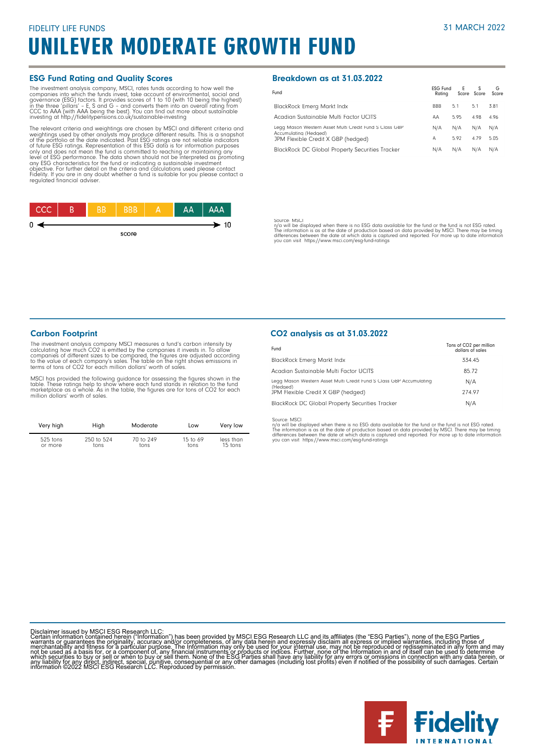FIDELITY LIFE FUNDS

31 MARCH 2022

# UNILEVER MODERATE GROWTH FUND

## ESG Fund Rating and Quality Scores

The investment analysis company, MSCI, rates funds according to how well the companies into which the funds invest, take account of environmental, social and governance (ESG) factors. It provides scores of 1 to 10 (with 10 being the highest) in the three 'pillars' – E, S and G – and converts them into an overall rating from CCC to AAA (with AAA being the best). You can find out more about sustainable investing at http://fidelitypensions.co.uk/sustainable-investing

The relevant criteria and weightings are chosen by MSCI and different criteria and weightings used by other analysts may produce different results. This is a snapshot of the portfolio at the date indicated. Past ESG ratings are not reliable indicators of future ESG ratings. Representation of this ESG data is for information purposes only and does not mean the fund is committed to reaching or maintaining any level of ESG performance. The data shown should not be interpreted as promoting any ESG characteristics for the fund or indicating a sustainable investment objective. For further detail on the criteria and calculations used please contact Fidelity. If you are in any doubt whether a fund is suitable for you please contact a regulated financial adviser.

| CCC | B | BB | BBB | A | AA | AAA |
|---|---|---|---|---|---|---|

0 ← score → 10

## Breakdown as at 31.03.2022

| Fund | ESG Fund Rating | E Score | S Score | G Score |
|---|---|---|---|---|
| BlackRock Emerg Markt Indx | BBB | 5.1 | 5.1 | 3.81 |
| Acadian Sustainable Multi Factor UCITS | AA | 5.95 | 4.98 | 4.96 |
| Legg Mason Western Asset Multi Credit Fund S Class GBP Accumulating (Hedged) | N/A | N/A | N/A | N/A |
| JPM Flexible Credit X GBP (hedged) | A | 5.92 | 4.79 | 5.05 |
| BlackRock DC Global Property Securities Tracker | N/A | N/A | N/A | N/A |

Source: MSCI
n/a will be displayed when there is no ESG data available for the fund or the fund is not ESG rated. The information is as at the date of production based on data provided by MSCI. There may be timing differences between the date at which data is captured and reported. For more up to date information you can visit https://www.msci.com/esg-fund-ratings

## Carbon Footprint

The investment analysis company MSCI measures a fund's carbon intensity by calculating how much $CO_2$ is emitted by the companies it invests in. To allow companies of different sizes to be compared, the figures are adjusted according to the value of each company's sales. The table on the right shows emissions in terms of tons of $CO_2$ for each million dollars' worth of sales.

MSCI has provided the following guidance for assessing the figures shown in the table. These ratings help to show where each fund stands in relation to the fund marketplace as a whole. As in the table, the figures are for tons of $CO_2$ for each million dollars' worth of sales.

| Very high | High | Moderate | Low | Very low |
|---|---|---|---|---|
| 525 tons or more | 250 to 524 tons | 70 to 249 tons | 15 to 69 tons | less than 15 tons |

## CO2 analysis as at 31.03.2022

| Fund | Tons of CO2 per million dollars of sales |
|---|---|
| BlackRock Emerg Markt Indx | 334.45 |
| Acadian Sustainable Multi Factor UCITS | 85.72 |
| Legg Mason Western Asset Multi Credit Fund S Class GBP Accumulating (Hedged) | N/A |
| JPM Flexible Credit X GBP (hedged) | 274.97 |
| BlackRock DC Global Property Securities Tracker | N/A |

Source: MSCI
n/a will be displayed when there is no ESG data available for the fund or the fund is not ESG rated. The information is as at the date of production based on data provided by MSCI. There may be timing differences between the date at which data is captured and reported. For more up to date information you can visit https://www.msci.com/esg-fund-ratings

Disclaimer issued by MSCI ESG Research LLC:
Certain information contained herein ("Information") has been provided by MSCI ESG Research LLC and its affiliates (the "ESG Parties"), none of the ESG Parties warrants or guarantees the originality, accuracy and/or completeness, of any data herein and expressly disclaim all express or implied warranties, including those of merchantability and fitness for a particular purpose. The Information may only be used for your internal use, may not be reproduced or redisseminated in any form and may not be used as a basis for, or a component of, any financial instruments or products or indices. Further, none of the Information in and of itself can be used to determine which securities to buy or sell or when to buy or sell them. None of the ESG Parties shall have any liability for any errors or omissions in connection with any data herein, or any liability for any direct, indirect, special, punitive, consequential or any other damages (including lost profits) even if notified of the possibility of such damages. Certain information ©2022 MSCI ESG Research LLC. Reproduced by permission.

Fidelity INTERNATIONAL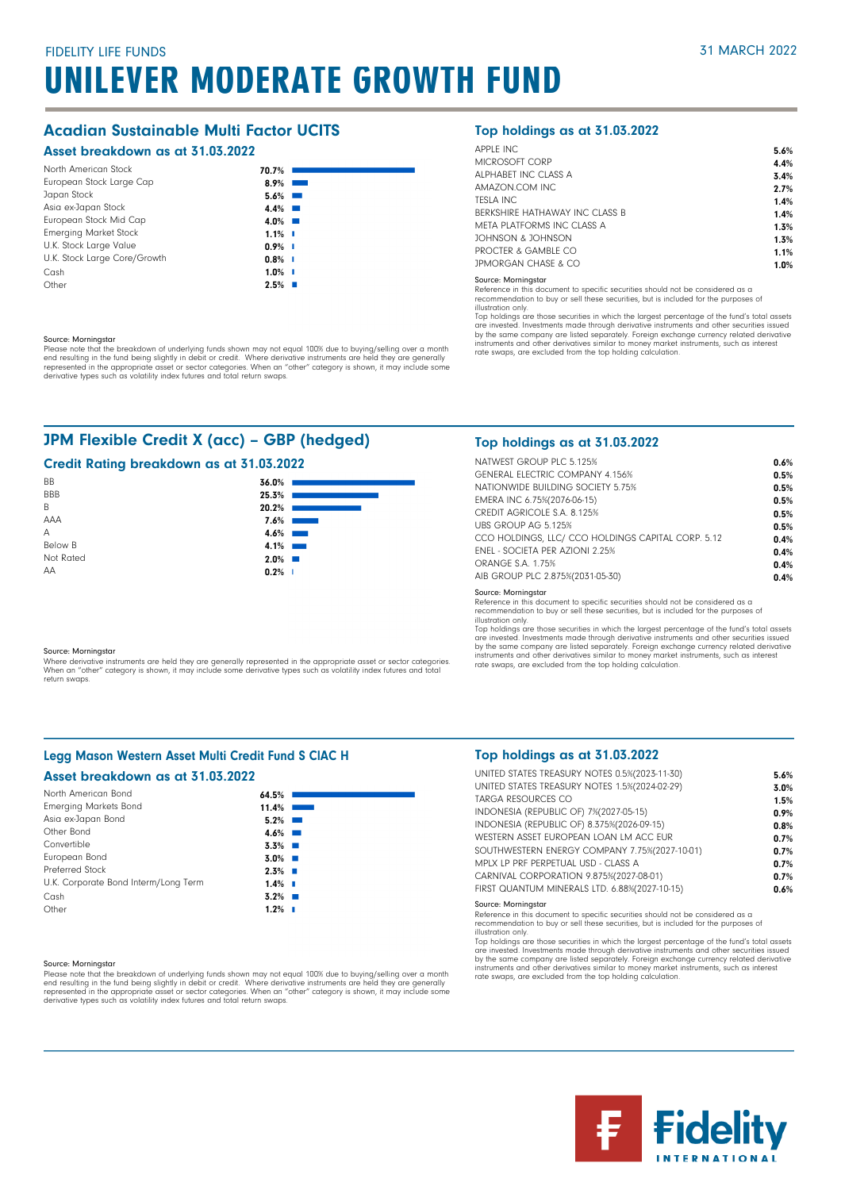FIDELITY LIFE FUNDS

31 MARCH 2022

# UNILEVER MODERATE GROWTH FUND

## Acadian Sustainable Multi Factor UCITS

### Asset breakdown as at 31.03.2022

| Asset | % |
|---|---|
| North American Stock | 70.7% |
| European Stock Large Cap | 8.9% |
| Japan Stock | 5.6% |
| Asia ex-Japan Stock | 4.4% |
| European Stock Mid Cap | 4.0% |
| Emerging Market Stock | 1.1% |
| U.K. Stock Large Value | 0.9% |
| U.K. Stock Large Core/Growth | 0.8% |
| Cash | 1.0% |
| Other | 2.5% |

Source: Morningstar

Please note that the breakdown of underlying funds shown may not equal 100% due to buying/selling over a month end resulting in the fund being slightly in debit or credit. Where derivative instruments are held they are generally represented in the appropriate asset or sector categories. When an "other" category is shown, it may include some derivative types such as volatility index futures and total return swaps.

### Top holdings as at 31.03.2022

| Holding | % |
|---|---|
| APPLE INC | 5.6% |
| MICROSOFT CORP | 4.4% |
| ALPHABET INC CLASS A | 3.4% |
| AMAZON.COM INC | 2.7% |
| TESLA INC | 1.4% |
| BERKSHIRE HATHAWAY INC CLASS B | 1.4% |
| META PLATFORMS INC CLASS A | 1.3% |
| JOHNSON & JOHNSON | 1.3% |
| PROCTER & GAMBLE CO | 1.1% |
| JPMORGAN CHASE & CO | 1.0% |

Source: Morningstar

Reference in this document to specific securities should not be considered as a recommendation to buy or sell these securities, but is included for the purposes of illustration only.

Top holdings are those securities in which the largest percentage of the fund's total assets are invested. Investments made through derivative instruments and other securities issued by the same company are listed separately. Foreign exchange currency related derivative instruments and other derivatives similar to money market instruments, such as interest rate swaps, are excluded from the top holding calculation.

## JPM Flexible Credit X (acc) – GBP (hedged)

### Credit Rating breakdown as at 31.03.2022

| Rating | % |
|---|---|
| BB | 36.0% |
| BBB | 25.3% |
| B | 20.2% |
| AAA | 7.6% |
| A | 4.6% |
| Below B | 4.1% |
| Not Rated | 2.0% |
| AA | 0.2% |

Source: Morningstar

Where derivative instruments are held they are generally represented in the appropriate asset or sector categories. When an "other" category is shown, it may include some derivative types such as volatility index futures and total return swaps.

### Top holdings as at 31.03.2022

| Holding | % |
|---|---|
| NATWEST GROUP PLC 5.125% | 0.6% |
| GENERAL ELECTRIC COMPANY 4.156% | 0.5% |
| NATIONWIDE BUILDING SOCIETY 5.75% | 0.5% |
| EMERA INC 6.75%(2076-06-15) | 0.5% |
| CREDIT AGRICOLE S.A. 8.125% | 0.5% |
| UBS GROUP AG 5.125% | 0.5% |
| CCO HOLDINGS, LLC/ CCO HOLDINGS CAPITAL CORP. 5.12 | 0.4% |
| ENEL - SOCIETA PER AZIONI 2.25% | 0.4% |
| ORANGE S.A. 1.75% | 0.4% |
| AIB GROUP PLC 2.875%(2031-05-30) | 0.4% |

Source: Morningstar

Reference in this document to specific securities should not be considered as a recommendation to buy or sell these securities, but is included for the purposes of illustration only.

Top holdings are those securities in which the largest percentage of the fund's total assets are invested. Investments made through derivative instruments and other securities issued by the same company are listed separately. Foreign exchange currency related derivative instruments and other derivatives similar to money market instruments, such as interest rate swaps, are excluded from the top holding calculation.

## Legg Mason Western Asset Multi Credit Fund S CIAC H

### Asset breakdown as at 31.03.2022

| Asset | % |
|---|---|
| North American Bond | 64.5% |
| Emerging Markets Bond | 11.4% |
| Asia ex-Japan Bond | 5.2% |
| Other Bond | 4.6% |
| Convertible | 3.3% |
| European Bond | 3.0% |
| Preferred Stock | 2.3% |
| U.K. Corporate Bond Interm/Long Term | 1.4% |
| Cash | 3.2% |
| Other | 1.2% |

Source: Morningstar

Please note that the breakdown of underlying funds shown may not equal 100% due to buying/selling over a month end resulting in the fund being slightly in debit or credit. Where derivative instruments are held they are generally represented in the appropriate asset or sector categories. When an "other" category is shown, it may include some derivative types such as volatility index futures and total return swaps.

### Top holdings as at 31.03.2022

| Holding | % |
|---|---|
| UNITED STATES TREASURY NOTES 0.5%(2023-11-30) | 5.6% |
| UNITED STATES TREASURY NOTES 1.5%(2024-02-29) | 3.0% |
| TARGA RESOURCES CO | 1.5% |
| INDONESIA (REPUBLIC OF) 7%(2027-05-15) | 0.9% |
| INDONESIA (REPUBLIC OF) 8.375%(2026-09-15) | 0.8% |
| WESTERN ASSET EUROPEAN LOAN LM ACC EUR | 0.7% |
| SOUTHWESTERN ENERGY COMPANY 7.75%(2027-10-01) | 0.7% |
| MPLX LP PRF PERPETUAL USD - CLASS A | 0.7% |
| CARNIVAL CORPORATION 9.875%(2027-08-01) | 0.7% |
| FIRST QUANTUM MINERALS LTD. 6.88%(2027-10-15) | 0.6% |

Source: Morningstar

Reference in this document to specific securities should not be considered as a recommendation to buy or sell these securities, but is included for the purposes of illustration only.

Top holdings are those securities in which the largest percentage of the fund's total assets are invested. Investments made through derivative instruments and other securities issued by the same company are listed separately. Foreign exchange currency related derivative instruments and other derivatives similar to money market instruments, such as interest rate swaps, are excluded from the top holding calculation.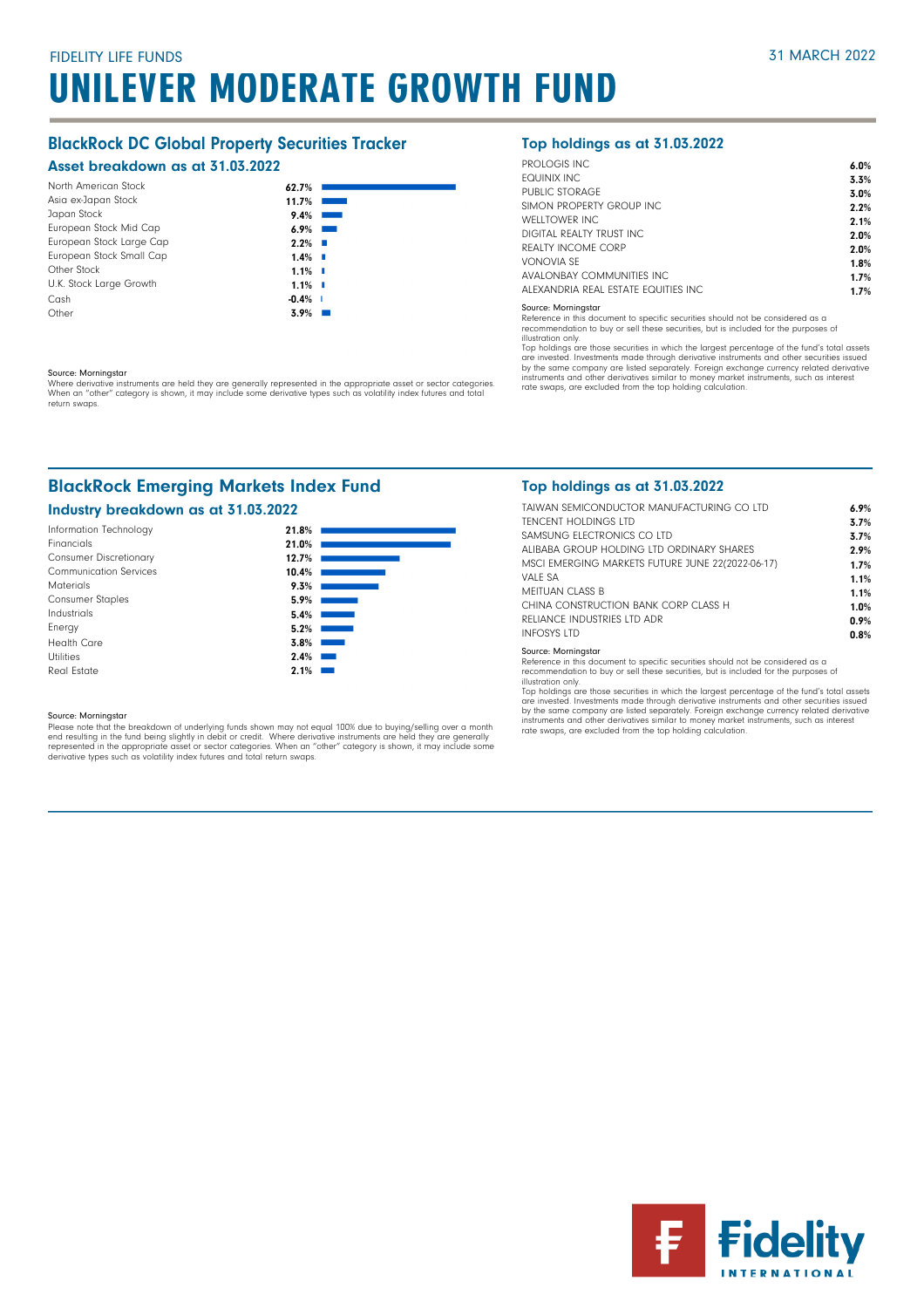FIDELITY LIFE FUNDS

31 MARCH 2022

# UNILEVER MODERATE GROWTH FUND

## BlackRock DC Global Property Securities Tracker

### Asset breakdown as at 31.03.2022

| Asset | % |
|---|---|
| North American Stock | 62.7% |
| Asia ex-Japan Stock | 11.7% |
| Japan Stock | 9.4% |
| European Stock Mid Cap | 6.9% |
| European Stock Large Cap | 2.2% |
| European Stock Small Cap | 1.4% |
| Other Stock | 1.1% |
| U.K. Stock Large Growth | 1.1% |
| Cash | -0.4% |
| Other | 3.9% |

Source: Morningstar

Where derivative instruments are held they are generally represented in the appropriate asset or sector categories. When an "other" category is shown, it may include some derivative types such as volatility index futures and total return swaps.

### Top holdings as at 31.03.2022

| Holding | % |
|---|---|
| PROLOGIS INC | 6.0% |
| EQUINIX INC | 3.3% |
| PUBLIC STORAGE | 3.0% |
| SIMON PROPERTY GROUP INC | 2.2% |
| WELLTOWER INC | 2.1% |
| DIGITAL REALTY TRUST INC | 2.0% |
| REALTY INCOME CORP | 2.0% |
| VONOVIA SE | 1.8% |
| AVALONBAY COMMUNITIES INC | 1.7% |
| ALEXANDRIA REAL ESTATE EQUITIES INC | 1.7% |

Source: Morningstar

Reference in this document to specific securities should not be considered as a recommendation to buy or sell these securities, but is included for the purposes of illustration only.

Top holdings are those securities in which the largest percentage of the fund's total assets are invested. Investments made through derivative instruments and other securities issued by the same company are listed separately. Foreign exchange currency related derivative instruments and other derivatives similar to money market instruments, such as interest rate swaps, are excluded from the top holding calculation.

## BlackRock Emerging Markets Index Fund

### Industry breakdown as at 31.03.2022

| Industry | % |
|---|---|
| Information Technology | 21.8% |
| Financials | 21.0% |
| Consumer Discretionary | 12.7% |
| Communication Services | 10.4% |
| Materials | 9.3% |
| Consumer Staples | 5.9% |
| Industrials | 5.4% |
| Energy | 5.2% |
| Health Care | 3.8% |
| Utilities | 2.4% |
| Real Estate | 2.1% |

Source: Morningstar

Please note that the breakdown of underlying funds shown may not equal 100% due to buying/selling over a month end resulting in the fund being slightly in debit or credit. Where derivative instruments are held they are generally represented in the appropriate asset or sector categories. When an "other" category is shown, it may include some derivative types such as volatility index futures and total return swaps.

### Top holdings as at 31.03.2022

| Holding | % |
|---|---|
| TAIWAN SEMICONDUCTOR MANUFACTURING CO LTD | 6.9% |
| TENCENT HOLDINGS LTD | 3.7% |
| SAMSUNG ELECTRONICS CO LTD | 3.7% |
| ALIBABA GROUP HOLDING LTD ORDINARY SHARES | 2.9% |
| MSCI EMERGING MARKETS FUTURE JUNE 22(2022-06-17) | 1.7% |
| VALE SA | 1.1% |
| MEITUAN CLASS B | 1.1% |
| CHINA CONSTRUCTION BANK CORP CLASS H | 1.0% |
| RELIANCE INDUSTRIES LTD ADR | 0.9% |
| INFOSYS LTD | 0.8% |

Source: Morningstar

Reference in this document to specific securities should not be considered as a recommendation to buy or sell these securities, but is included for the purposes of illustration only.

Top holdings are those securities in which the largest percentage of the fund's total assets are invested. Investments made through derivative instruments and other securities issued by the same company are listed separately. Foreign exchange currency related derivative instruments and other derivatives similar to money market instruments, such as interest rate swaps, are excluded from the top holding calculation.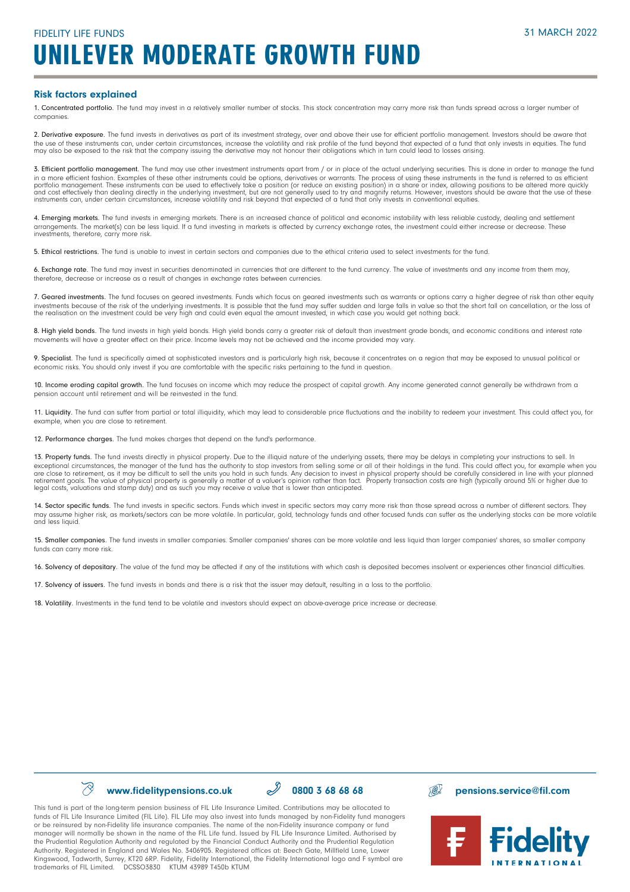FIDELITY LIFE FUNDS

# UNILEVER MODERATE GROWTH FUND

31 MARCH 2022

## Risk factors explained

1. **Concentrated portfolio.** The fund may invest in a relatively smaller number of stocks. This stock concentration may carry more risk than funds spread across a larger number of companies.

2. **Derivative exposure.** The fund invests in derivatives as part of its investment strategy, over and above their use for efficient portfolio management. Investors should be aware that the use of these instruments can, under certain circumstances, increase the volatility and risk profile of the fund beyond that expected of a fund that only invests in equities. The fund may also be exposed to the risk that the company issuing the derivative may not honour their obligations which in turn could lead to losses arising.

3. **Efficient portfolio management.** The fund may use other investment instruments apart from / or in place of the actual underlying securities. This is done in order to manage the fund in a more efficient fashion. Examples of these other instruments could be options, derivatives or warrants. The process of using these instruments in the fund is referred to as efficient portfolio management. These instruments can be used to effectively take a position (or reduce an existing position) in a share or index, allowing positions to be altered more quickly and cost effectively than dealing directly in the underlying investment, but are not generally used to try and magnify returns. However, investors should be aware that the use of these instruments can, under certain circumstances, increase volatility and risk beyond that expected of a fund that only invests in conventional equities.

4. **Emerging markets.** The fund invests in emerging markets. There is an increased chance of political and economic instability with less reliable custody, dealing and settlement arrangements. The market(s) can be less liquid. If a fund investing in markets is affected by currency exchange rates, the investment could either increase or decrease. These investments, therefore, carry more risk.

5. **Ethical restrictions.** The fund is unable to invest in certain sectors and companies due to the ethical criteria used to select investments for the fund.

6. **Exchange rate.** The fund may invest in securities denominated in currencies that are different to the fund currency. The value of investments and any income from them may, therefore, decrease or increase as a result of changes in exchange rates between currencies.

7. **Geared investments.** The fund focuses on geared investments. Funds which focus on geared investments such as warrants or options carry a higher degree of risk than other equity investments because of the risk of the underlying investments. It is possible that the fund may suffer sudden and large falls in value so that the short fall on cancellation, or the loss of the realisation on the investment could be very high and could even equal the amount invested, in which case you would get nothing back.

8. **High yield bonds.** The fund invests in high yield bonds. High yield bonds carry a greater risk of default than investment grade bonds, and economic conditions and interest rate movements will have a greater effect on their price. Income levels may not be achieved and the income provided may vary.

9. **Specialist.** The fund is specifically aimed at sophisticated investors and is particularly high risk, because it concentrates on a region that may be exposed to unusual political or economic risks. You should only invest if you are comfortable with the specific risks pertaining to the fund in question.

10. **Income eroding capital growth.** The fund focuses on income which may reduce the prospect of capital growth. Any income generated cannot generally be withdrawn from a pension account until retirement and will be reinvested in the fund.

11. **Liquidity.** The fund can suffer from partial or total illiquidity, which may lead to considerable price fluctuations and the inability to redeem your investment. This could affect you, for example, when you are close to retirement.

12. **Performance charges.** The fund makes charges that depend on the fund's performance.

13. **Property funds.** The fund invests directly in physical property. Due to the illiquid nature of the underlying assets, there may be delays in completing your instructions to sell. In exceptional circumstances, the manager of the fund has the authority to stop investors from selling some or all of their holdings in the fund. This could affect you, for example when you are close to retirement, as it may be difficult to sell the units you hold in such funds. Any decision to invest in physical property should be carefully considered in line with your planned retirement goals. The value of physical property is generally a matter of a valuer's opinion rather than fact. Property transaction costs are high (typically around 5% or higher due to legal costs, valuations and stamp duty) and as such you may receive a value that is lower than anticipated.

14. **Sector specific funds.** The fund invests in specific sectors. Funds which invest in specific sectors may carry more risk than those spread across a number of different sectors. They may assume higher risk, as markets/sectors can be more volatile. In particular, gold, technology funds and other focused funds can suffer as the underlying stocks can be more volatile and less liquid.

15. **Smaller companies.** The fund invests in smaller companies. Smaller companies' shares can be more volatile and less liquid than larger companies' shares, so smaller company funds can carry more risk.

16. **Solvency of depositary.** The value of the fund may be affected if any of the institutions with which cash is deposited becomes insolvent or experiences other financial difficulties.

17. **Solvency of issuers.** The fund invests in bonds and there is a risk that the issuer may default, resulting in a loss to the portfolio.

18. **Volatility.** Investments in the fund tend to be volatile and investors should expect an above-average price increase or decrease.

**www.fidelitypensions.co.uk** **0800 3 68 68 68** **pensions.service@fil.com**

This fund is part of the long-term pension business of FIL Life Insurance Limited. Contributions may be allocated to funds of FIL Life Insurance Limited (FIL Life). FIL Life may also invest into funds managed by non-Fidelity fund managers or be reinsured by non-Fidelity life insurance companies. The name of the non-Fidelity insurance company or fund manager will normally be shown in the name of the FIL Life fund. Issued by FIL Life Insurance Limited. Authorised by the Prudential Regulation Authority and regulated by the Financial Conduct Authority and the Prudential Regulation Authority. Registered in England and Wales No. 3406905. Registered offices at: Beech Gate, Millfield Lane, Lower Kingswood, Tadworth, Surrey, KT20 6RP. Fidelity, Fidelity International, the Fidelity International logo and F symbol are trademarks of FIL Limited. DCSSO3830 KTUM 43989 T450b KTUM

Fidelity INTERNATIONAL